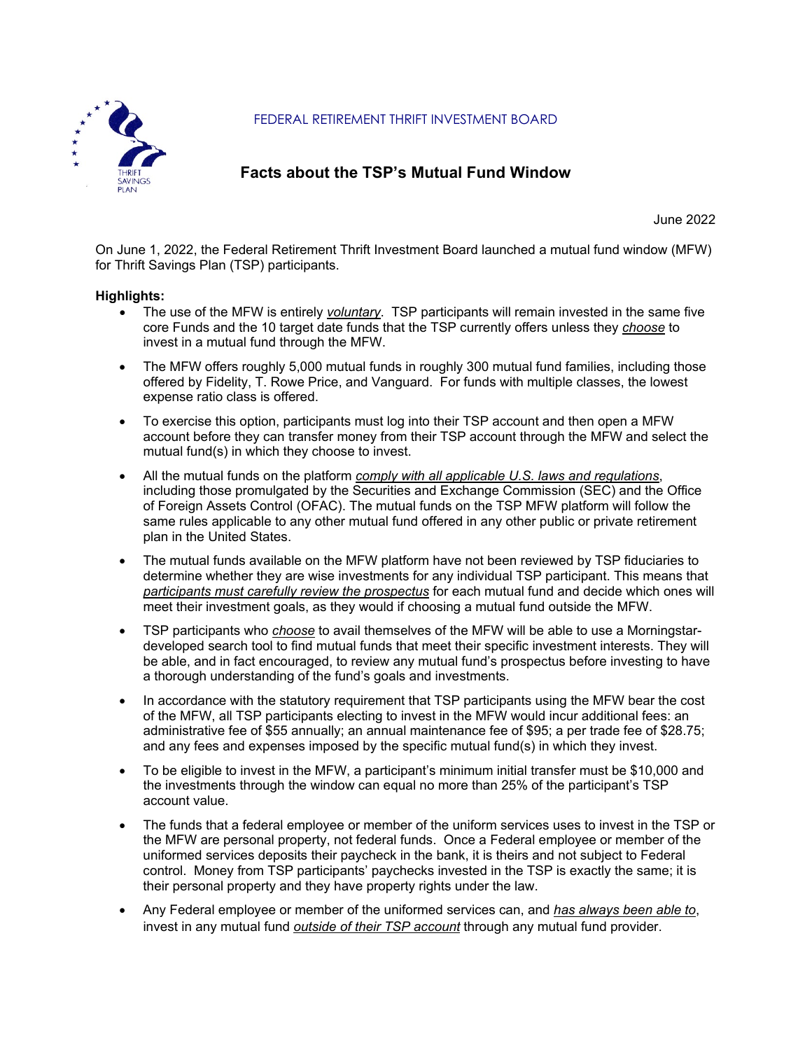FEDERAL RETIREMENT THRIFT INVESTMENT BOARD

# Facts about the TSP's Mutual Fund Window

June 2022

On June 1, 2022, the Federal Retirement Thrift Investment Board launched a mutual fund window (MFW) for Thrift Savings Plan (TSP) participants.

**Highlights:**

- The use of the MFW is entirely *voluntary*. TSP participants will remain invested in the same five core Funds and the 10 target date funds that the TSP currently offers unless they *choose* to invest in a mutual fund through the MFW.
- The MFW offers roughly 5,000 mutual funds in roughly 300 mutual fund families, including those offered by Fidelity, T. Rowe Price, and Vanguard. For funds with multiple classes, the lowest expense ratio class is offered.
- To exercise this option, participants must log into their TSP account and then open a MFW account before they can transfer money from their TSP account through the MFW and select the mutual fund(s) in which they choose to invest.
- All the mutual funds on the platform *comply with all applicable U.S. laws and regulations*, including those promulgated by the Securities and Exchange Commission (SEC) and the Office of Foreign Assets Control (OFAC). The mutual funds on the TSP MFW platform will follow the same rules applicable to any other mutual fund offered in any other public or private retirement plan in the United States.
- The mutual funds available on the MFW platform have not been reviewed by TSP fiduciaries to determine whether they are wise investments for any individual TSP participant. This means that *participants must carefully review the prospectus* for each mutual fund and decide which ones will meet their investment goals, as they would if choosing a mutual fund outside the MFW.
- TSP participants who *choose* to avail themselves of the MFW will be able to use a Morningstar-developed search tool to find mutual funds that meet their specific investment interests. They will be able, and in fact encouraged, to review any mutual fund's prospectus before investing to have a thorough understanding of the fund's goals and investments.
- In accordance with the statutory requirement that TSP participants using the MFW bear the cost of the MFW, all TSP participants electing to invest in the MFW would incur additional fees: an administrative fee of $55 annually; an annual maintenance fee of $95; a per trade fee of $28.75; and any fees and expenses imposed by the specific mutual fund(s) in which they invest.
- To be eligible to invest in the MFW, a participant's minimum initial transfer must be $10,000 and the investments through the window can equal no more than 25% of the participant's TSP account value.
- The funds that a federal employee or member of the uniform services uses to invest in the TSP or the MFW are personal property, not federal funds. Once a Federal employee or member of the uniformed services deposits their paycheck in the bank, it is theirs and not subject to Federal control. Money from TSP participants' paychecks invested in the TSP is exactly the same; it is their personal property and they have property rights under the law.
- Any Federal employee or member of the uniformed services can, and *has always been able to*, invest in any mutual fund *outside of their TSP account* through any mutual fund provider.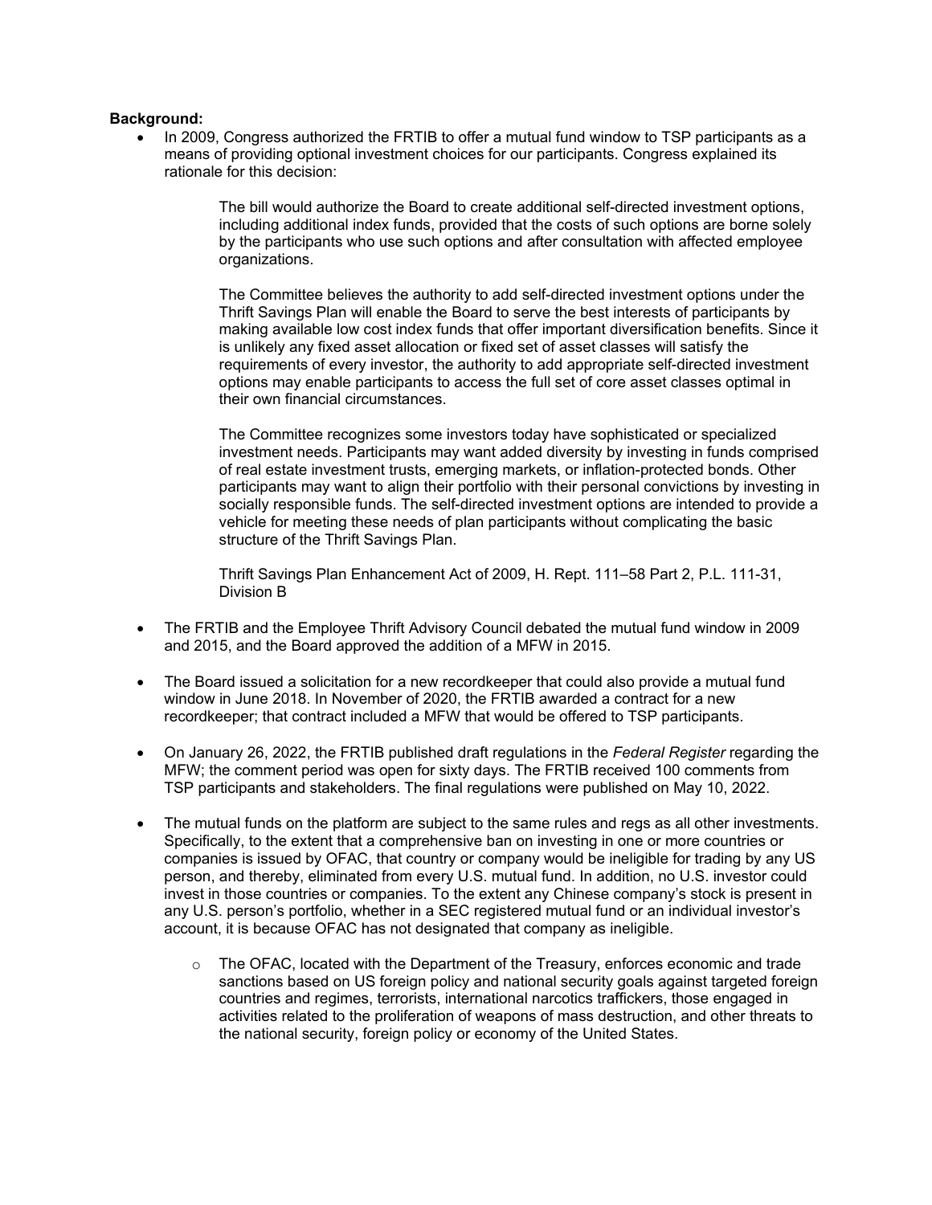**Background:**

- In 2009, Congress authorized the FRTIB to offer a mutual fund window to TSP participants as a means of providing optional investment choices for our participants. Congress explained its rationale for this decision:

  > The bill would authorize the Board to create additional self-directed investment options, including additional index funds, provided that the costs of such options are borne solely by the participants who use such options and after consultation with affected employee organizations.
  >
  > The Committee believes the authority to add self-directed investment options under the Thrift Savings Plan will enable the Board to serve the best interests of participants by making available low cost index funds that offer important diversification benefits. Since it is unlikely any fixed asset allocation or fixed set of asset classes will satisfy the requirements of every investor, the authority to add appropriate self-directed investment options may enable participants to access the full set of core asset classes optimal in their own financial circumstances.
  >
  > The Committee recognizes some investors today have sophisticated or specialized investment needs. Participants may want added diversity by investing in funds comprised of real estate investment trusts, emerging markets, or inflation-protected bonds. Other participants may want to align their portfolio with their personal convictions by investing in socially responsible funds. The self-directed investment options are intended to provide a vehicle for meeting these needs of plan participants without complicating the basic structure of the Thrift Savings Plan.
  >
  > Thrift Savings Plan Enhancement Act of 2009, H. Rept. 111–58 Part 2, P.L. 111-31, Division B

- The FRTIB and the Employee Thrift Advisory Council debated the mutual fund window in 2009 and 2015, and the Board approved the addition of a MFW in 2015.

- The Board issued a solicitation for a new recordkeeper that could also provide a mutual fund window in June 2018. In November of 2020, the FRTIB awarded a contract for a new recordkeeper; that contract included a MFW that would be offered to TSP participants.

- On January 26, 2022, the FRTIB published draft regulations in the *Federal Register* regarding the MFW; the comment period was open for sixty days. The FRTIB received 100 comments from TSP participants and stakeholders. The final regulations were published on May 10, 2022.

- The mutual funds on the platform are subject to the same rules and regs as all other investments. Specifically, to the extent that a comprehensive ban on investing in one or more countries or companies is issued by OFAC, that country or company would be ineligible for trading by any US person, and thereby, eliminated from every U.S. mutual fund. In addition, no U.S. investor could invest in those countries or companies. To the extent any Chinese company's stock is present in any U.S. person's portfolio, whether in a SEC registered mutual fund or an individual investor's account, it is because OFAC has not designated that company as ineligible.
  - The OFAC, located with the Department of the Treasury, enforces economic and trade sanctions based on US foreign policy and national security goals against targeted foreign countries and regimes, terrorists, international narcotics traffickers, those engaged in activities related to the proliferation of weapons of mass destruction, and other threats to the national security, foreign policy or economy of the United States.